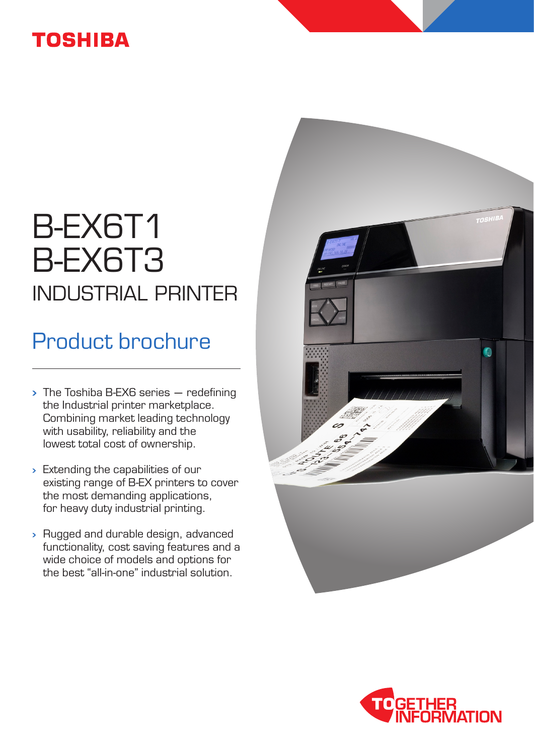TOSHIBA

# B-EX6T1 B-EX6T3 INDUSTRIAL PRINTER

## Product brochure

- The Toshiba B-EX6 series — redefining the Industrial printer marketplace. Combining market leading technology with usability, reliability and the lowest total cost of ownership.
- Extending the capabilities of our existing range of B-EX printers to cover the most demanding applications, for heavy duty industrial printing.
- Rugged and durable design, advanced functionality, cost saving features and a wide choice of models and options for the best "all-in-one" industrial solution.

TOGETHER INFORMATION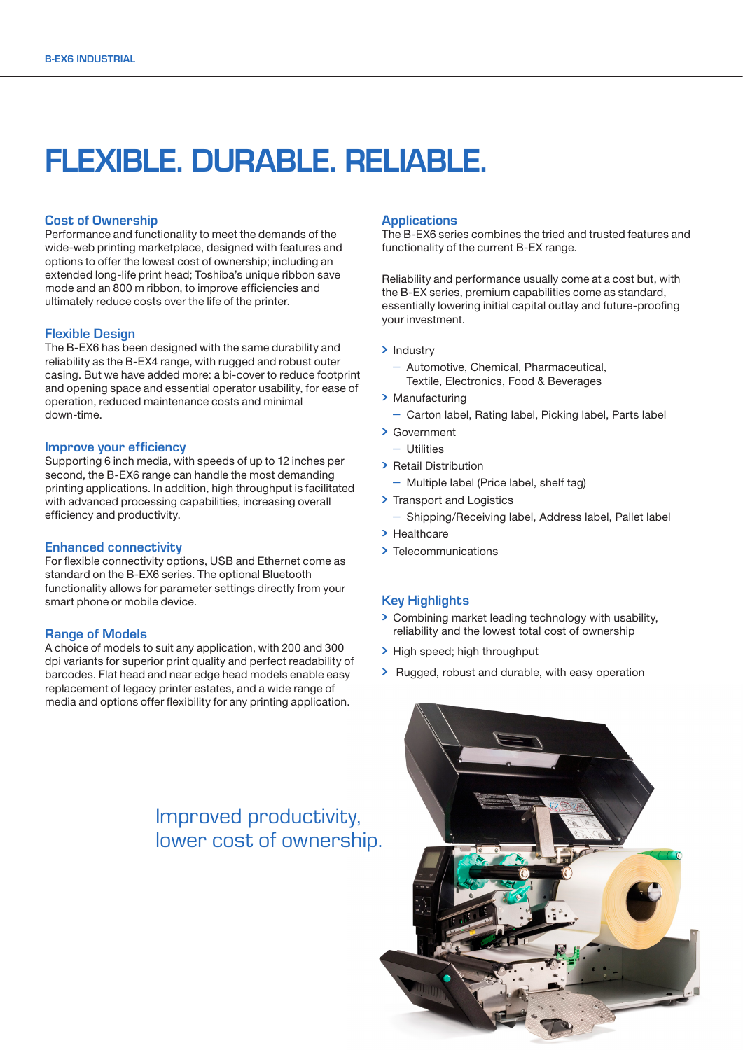# FLEXIBLE. DURABLE. RELIABLE.

## Cost of Ownership

Performance and functionality to meet the demands of the wide-web printing marketplace, designed with features and options to offer the lowest cost of ownership; including an extended long-life print head; Toshiba's unique ribbon save mode and an 800 m ribbon, to improve efficiencies and ultimately reduce costs over the life of the printer.

## Flexible Design

The B-EX6 has been designed with the same durability and reliability as the B-EX4 range, with rugged and robust outer casing. But we have added more: a bi-cover to reduce footprint and opening space and essential operator usability, for ease of operation, reduced maintenance costs and minimal down-time.

## Improve your efficiency

Supporting 6 inch media, with speeds of up to 12 inches per second, the B-EX6 range can handle the most demanding printing applications. In addition, high throughput is facilitated with advanced processing capabilities, increasing overall efficiency and productivity.

## Enhanced connectivity

For flexible connectivity options, USB and Ethernet come as standard on the B-EX6 series. The optional Bluetooth functionality allows for parameter settings directly from your smart phone or mobile device.

## Range of Models

A choice of models to suit any application, with 200 and 300 dpi variants for superior print quality and perfect readability of barcodes. Flat head and near edge head models enable easy replacement of legacy printer estates, and a wide range of media and options offer flexibility for any printing application.

## Applications

The B-EX6 series combines the tried and trusted features and functionality of the current B-EX range.

Reliability and performance usually come at a cost but, with the B-EX series, premium capabilities come as standard, essentially lowering initial capital outlay and future-proofing your investment.

- Industry
  - Automotive, Chemical, Pharmaceutical, Textile, Electronics, Food & Beverages
- Manufacturing
  - Carton label, Rating label, Picking label, Parts label
- Government
  - Utilities
- Retail Distribution
  - Multiple label (Price label, shelf tag)
- Transport and Logistics
  - Shipping/Receiving label, Address label, Pallet label
- Healthcare
- Telecommunications

## Key Highlights

- Combining market leading technology with usability, reliability and the lowest total cost of ownership
- High speed; high throughput
- Rugged, robust and durable, with easy operation

Improved productivity,
lower cost of ownership.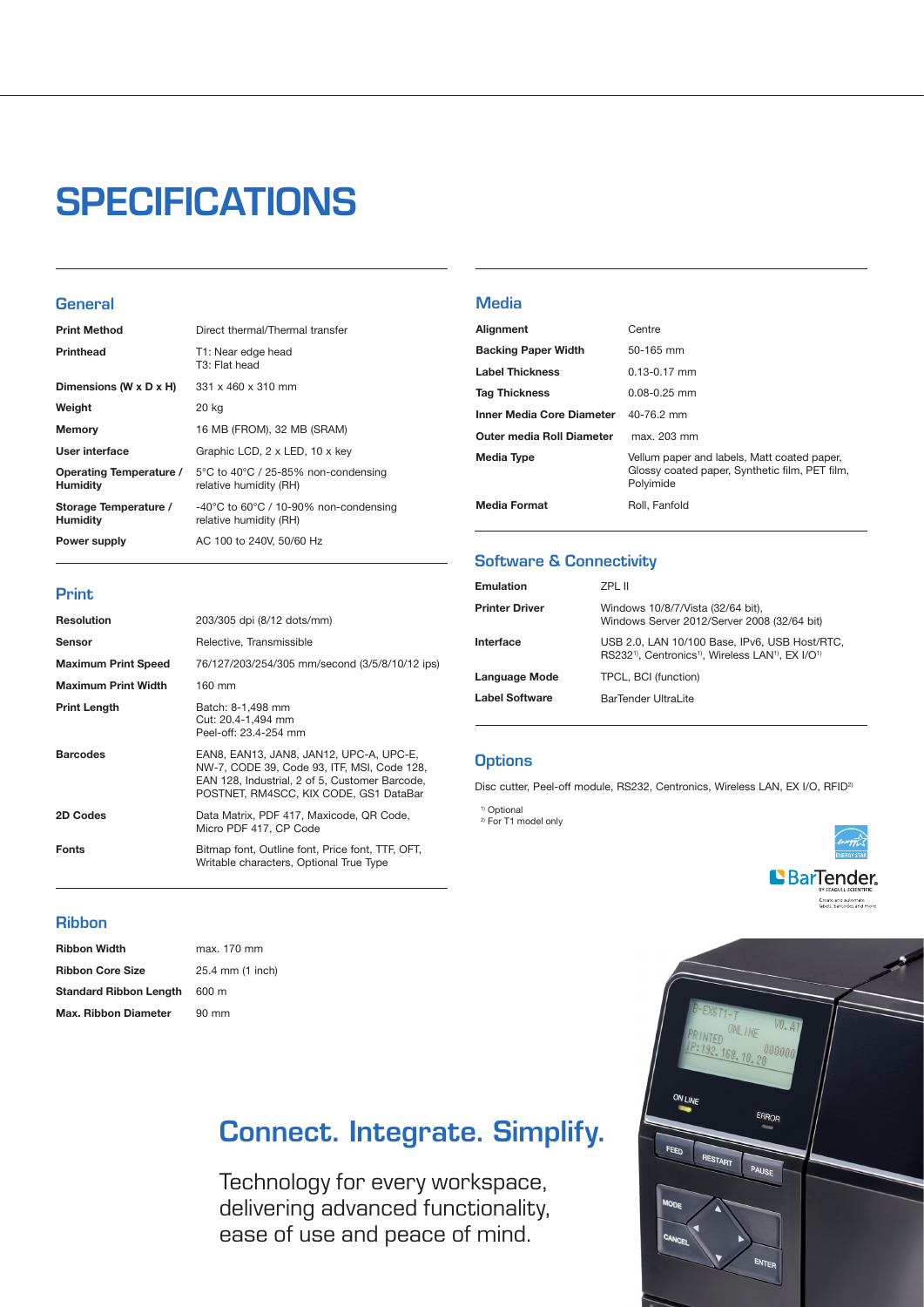# SPECIFICATIONS

## General

| | |
|---|---|
| **Print Method** | Direct thermal/Thermal transfer |
| **Printhead** | T1: Near edge head<br>T3: Flat head |
| **Dimensions (W x D x H)** | 331 x 460 x 310 mm |
| **Weight** | 20 kg |
| **Memory** | 16 MB (FROM), 32 MB (SRAM) |
| **User interface** | Graphic LCD, 2 x LED, 10 x key |
| **Operating Temperature / Humidity** | 5°C to 40°C / 25-85% non-condensing relative humidity (RH) |
| **Storage Temperature / Humidity** | -40°C to 60°C / 10-90% non-condensing relative humidity (RH) |
| **Power supply** | AC 100 to 240V, 50/60 Hz |

## Print

| | |
|---|---|
| **Resolution** | 203/305 dpi (8/12 dots/mm) |
| **Sensor** | Relective, Transmissible |
| **Maximum Print Speed** | 76/127/203/254/305 mm/second (3/5/8/10/12 ips) |
| **Maximum Print Width** | 160 mm |
| **Print Length** | Batch: 8-1,498 mm<br>Cut: 20.4-1,494 mm<br>Peel-off: 23.4-254 mm |
| **Barcodes** | EAN8, EAN13, JAN8, JAN12, UPC-A, UPC-E, NW-7, CODE 39, Code 93, ITF, MSI, Code 128, EAN 128, Industrial, 2 of 5, Customer Barcode, POSTNET, RM4SCC, KIX CODE, GS1 DataBar |
| **2D Codes** | Data Matrix, PDF 417, Maxicode, QR Code, Micro PDF 417, CP Code |
| **Fonts** | Bitmap font, Outline font, Price font, TTF, OFT, Writable characters, Optional True Type |

## Ribbon

| | |
|---|---|
| **Ribbon Width** | max. 170 mm |
| **Ribbon Core Size** | 25.4 mm (1 inch) |
| **Standard Ribbon Length** | 600 m |
| **Max. Ribbon Diameter** | 90 mm |

## Media

| | |
|---|---|
| **Alignment** | Centre |
| **Backing Paper Width** | 50-165 mm |
| **Label Thickness** | 0.13-0.17 mm |
| **Tag Thickness** | 0.08-0.25 mm |
| **Inner Media Core Diameter** | 40-76.2 mm |
| **Outer media Roll Diameter** | max. 203 mm |
| **Media Type** | Vellum paper and labels, Matt coated paper, Glossy coated paper, Synthetic film, PET film, Polyimide |
| **Media Format** | Roll, Fanfold |

## Software & Connectivity

| | |
|---|---|
| **Emulation** | ZPL II |
| **Printer Driver** | Windows 10/8/7/Vista (32/64 bit),<br>Windows Server 2012/Server 2008 (32/64 bit) |
| **Interface** | USB 2.0, LAN 10/100 Base, IPv6, USB Host/RTC, RS232[1], Centronics[1], Wireless LAN[1], EX I/O[1] |
| **Language Mode** | TPCL, BCI (function) |
| **Label Software** | BarTender UltraLite |

## Options

Disc cutter, Peel-off module, RS232, Centronics, Wireless LAN, EX I/O, RFID[2]

[1] Optional
[2] For T1 model only

## Connect. Integrate. Simplify.

Technology for every workspace, delivering advanced functionality, ease of use and peace of mind.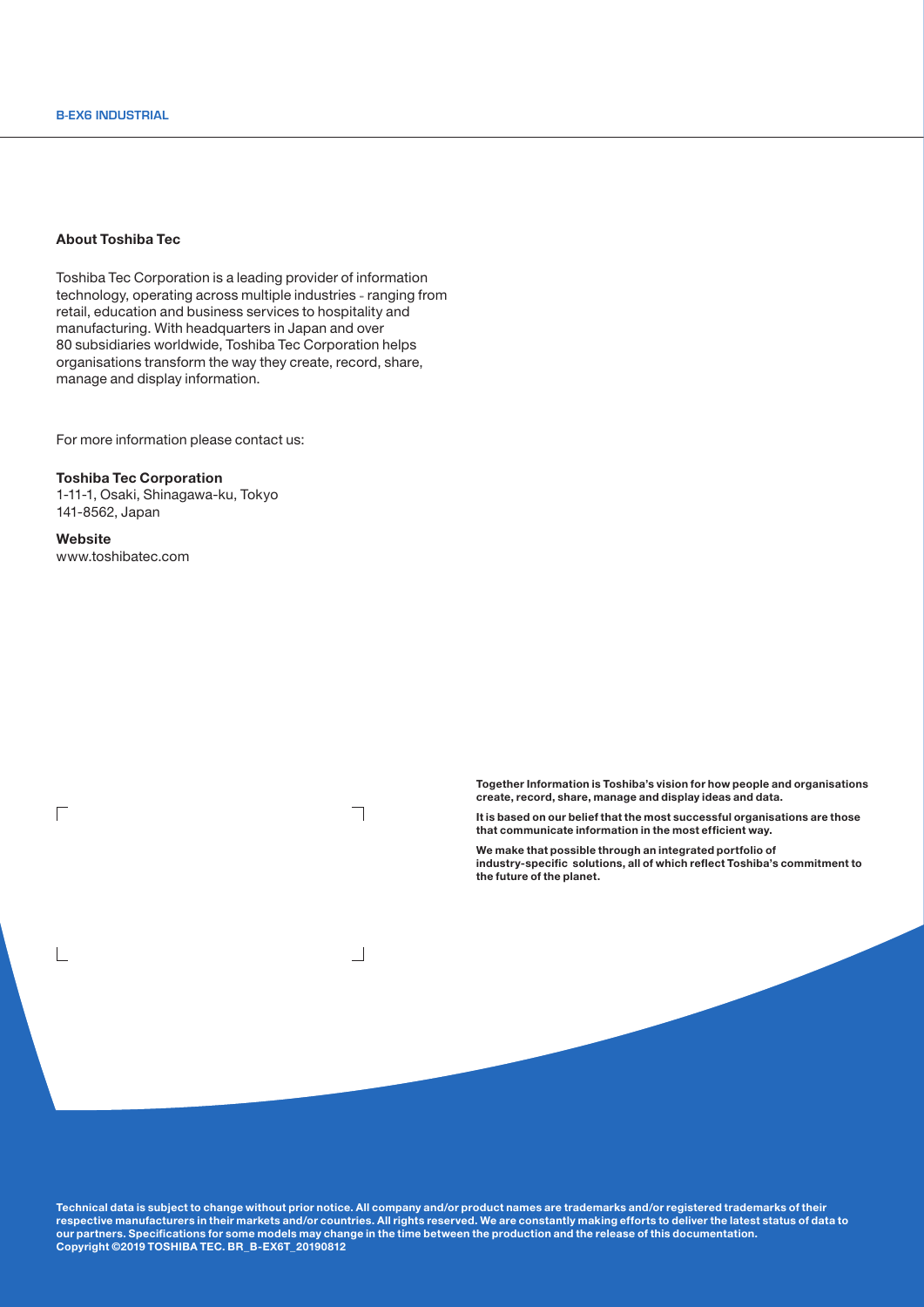## About Toshiba Tec

Toshiba Tec Corporation is a leading provider of information technology, operating across multiple industries - ranging from retail, education and business services to hospitality and manufacturing. With headquarters in Japan and over 80 subsidiaries worldwide, Toshiba Tec Corporation helps organisations transform the way they create, record, share, manage and display information.

For more information please contact us:

**Toshiba Tec Corporation**
1-11-1, Osaki, Shinagawa-ku, Tokyo
141-8562, Japan

**Website**
www.toshibatec.com

**Together Information is Toshiba's vision for how people and organisations create, record, share, manage and display ideas and data.**

**It is based on our belief that the most successful organisations are those that communicate information in the most efficient way.**

**We make that possible through an integrated portfolio of industry-specific solutions, all of which reflect Toshiba's commitment to the future of the planet.**

**Technical data is subject to change without prior notice. All company and/or product names are trademarks and/or registered trademarks of their respective manufacturers in their markets and/or countries. All rights reserved. We are constantly making efforts to deliver the latest status of data to our partners. Specifications for some models may change in the time between the production and the release of this documentation.**
**Copyright ©2019 TOSHIBA TEC. BR_B-EX6T_20190812**